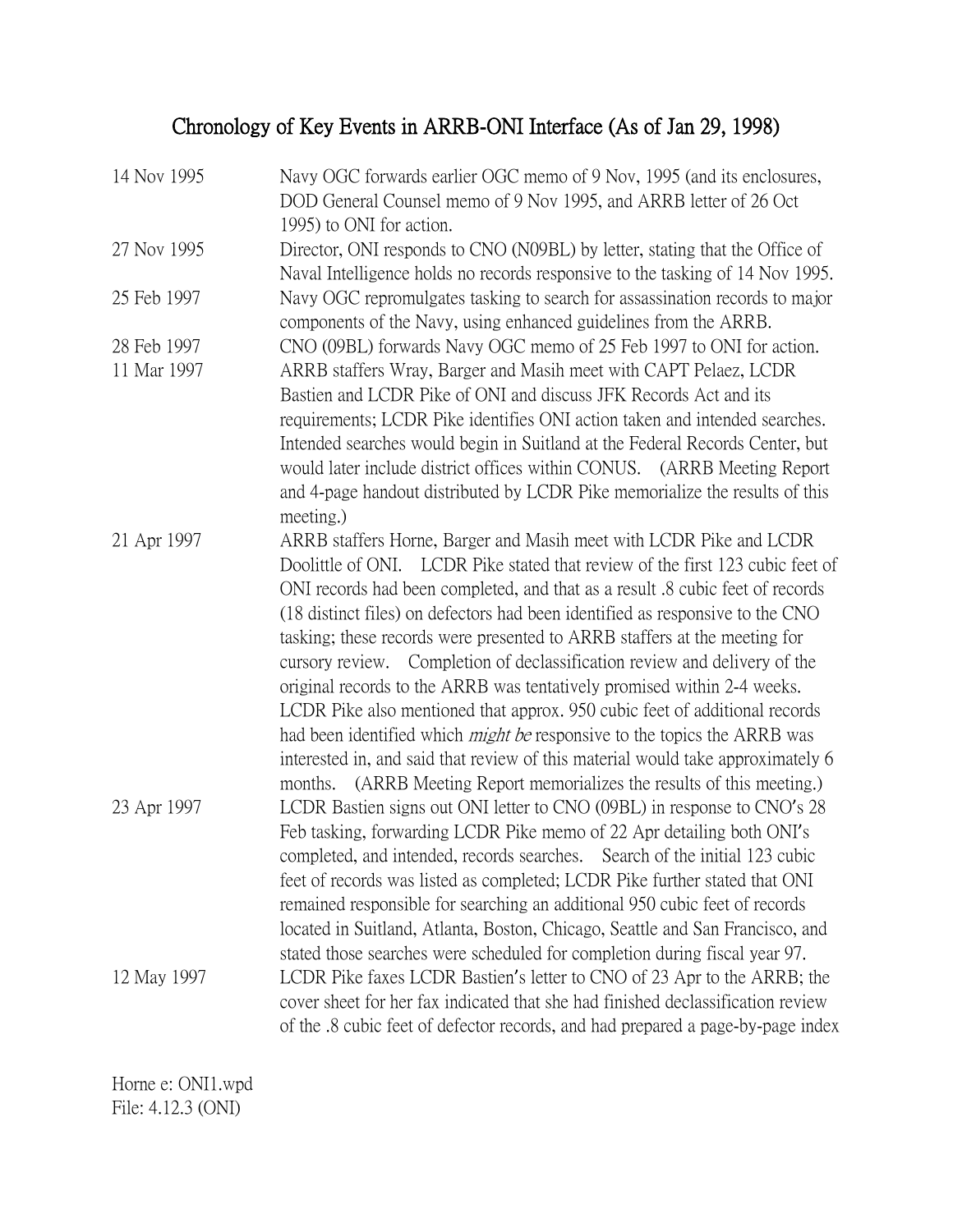# Chronology of Key Events in ARRB-ONI Interface (As of Jan 29, 1998)

| | |
|---|---|
| 14 Nov 1995 | Navy OGC forwards earlier OGC memo of 9 Nov, 1995 (and its enclosures, DOD General Counsel memo of 9 Nov 1995, and ARRB letter of 26 Oct 1995) to ONI for action. |
| 27 Nov 1995 | Director, ONI responds to CNO (N09BL) by letter, stating that the Office of Naval Intelligence holds no records responsive to the tasking of 14 Nov 1995. |
| 25 Feb 1997 | Navy OGC repromulgates tasking to search for assassination records to major components of the Navy, using enhanced guidelines from the ARRB. |
| 28 Feb 1997 | CNO (09BL) forwards Navy OGC memo of 25 Feb 1997 to ONI for action. |
| 11 Mar 1997 | ARRB staffers Wray, Barger and Masih meet with CAPT Pelaez, LCDR Bastien and LCDR Pike of ONI and discuss JFK Records Act and its requirements; LCDR Pike identifies ONI action taken and intended searches. Intended searches would begin in Suitland at the Federal Records Center, but would later include district offices within CONUS. (ARRB Meeting Report and 4-page handout distributed by LCDR Pike memorialize the results of this meeting.) |
| 21 Apr 1997 | ARRB staffers Horne, Barger and Masih meet with LCDR Pike and LCDR Doolittle of ONI. LCDR Pike stated that review of the first 123 cubic feet of ONI records had been completed, and that as a result .8 cubic feet of records (18 distinct files) on defectors had been identified as responsive to the CNO tasking; these records were presented to ARRB staffers at the meeting for cursory review. Completion of declassification review and delivery of the original records to the ARRB was tentatively promised within 2-4 weeks. LCDR Pike also mentioned that approx. 950 cubic feet of additional records had been identified which *might be* responsive to the topics the ARRB was interested in, and said that review of this material would take approximately 6 months. (ARRB Meeting Report memorializes the results of this meeting.) |
| 23 Apr 1997 | LCDR Bastien signs out ONI letter to CNO (09BL) in response to CNO's 28 Feb tasking, forwarding LCDR Pike memo of 22 Apr detailing both ONI's completed, and intended, records searches. Search of the initial 123 cubic feet of records was listed as completed; LCDR Pike further stated that ONI remained responsible for searching an additional 950 cubic feet of records located in Suitland, Atlanta, Boston, Chicago, Seattle and San Francisco, and stated those searches were scheduled for completion during fiscal year 97. |
| 12 May 1997 | LCDR Pike faxes LCDR Bastien's letter to CNO of 23 Apr to the ARRB; the cover sheet for her fax indicated that she had finished declassification review of the .8 cubic feet of defector records, and had prepared a page-by-page index |

Horne e: ONI1.wpd
File: 4.12.3 (ONI)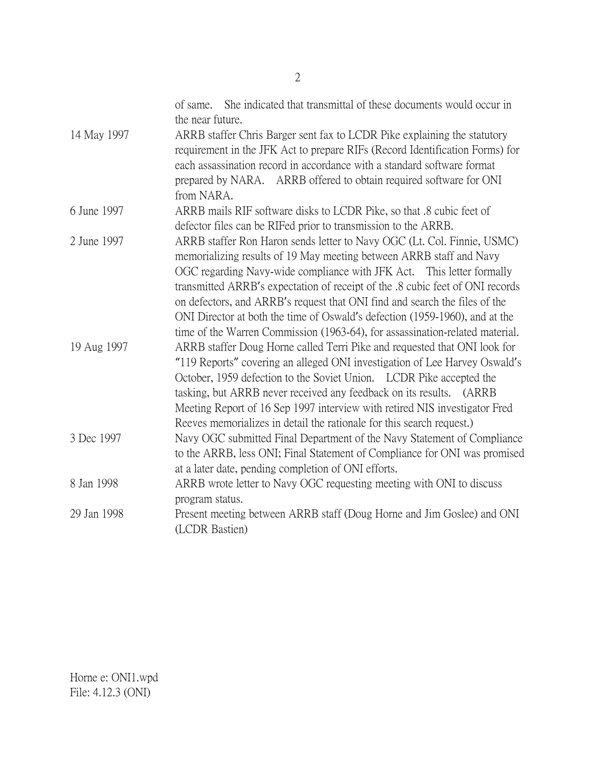| | |
|---|---|
| | of same. She indicated that transmittal of these documents would occur in the near future. |
| 14 May 1997 | ARRB staffer Chris Barger sent fax to LCDR Pike explaining the statutory requirement in the JFK Act to prepare RIFs (Record Identification Forms) for each assassination record in accordance with a standard software format prepared by NARA. ARRB offered to obtain required software for ONI from NARA. |
| 6 June 1997 | ARRB mails RIF software disks to LCDR Pike, so that .8 cubic feet of defector files can be RIFed prior to transmission to the ARRB. |
| 2 June 1997 | ARRB staffer Ron Haron sends letter to Navy OGC (Lt. Col. Finnie, USMC) memorializing results of 19 May meeting between ARRB staff and Navy OGC regarding Navy-wide compliance with JFK Act. This letter formally transmitted ARRB's expectation of receipt of the .8 cubic feet of ONI records on defectors, and ARRB's request that ONI find and search the files of the ONI Director at both the time of Oswald's defection (1959-1960), and at the time of the Warren Commission (1963-64), for assassination-related material. |
| 19 Aug 1997 | ARRB staffer Doug Horne called Terri Pike and requested that ONI look for "119 Reports" covering an alleged ONI investigation of Lee Harvey Oswald's October, 1959 defection to the Soviet Union. LCDR Pike accepted the tasking, but ARRB never received any feedback on its results. (ARRB Meeting Report of 16 Sep 1997 interview with retired NIS investigator Fred Reeves memorializes in detail the rationale for this search request.) |
| 3 Dec 1997 | Navy OGC submitted Final Department of the Navy Statement of Compliance to the ARRB, less ONI; Final Statement of Compliance for ONI was promised at a later date, pending completion of ONI efforts. |
| 8 Jan 1998 | ARRB wrote letter to Navy OGC requesting meeting with ONI to discuss program status. |
| 29 Jan 1998 | Present meeting between ARRB staff (Doug Horne and Jim Goslee) and ONI (LCDR Bastien) |

Horne e: ONI1.wpd
File: 4.12.3 (ONI)